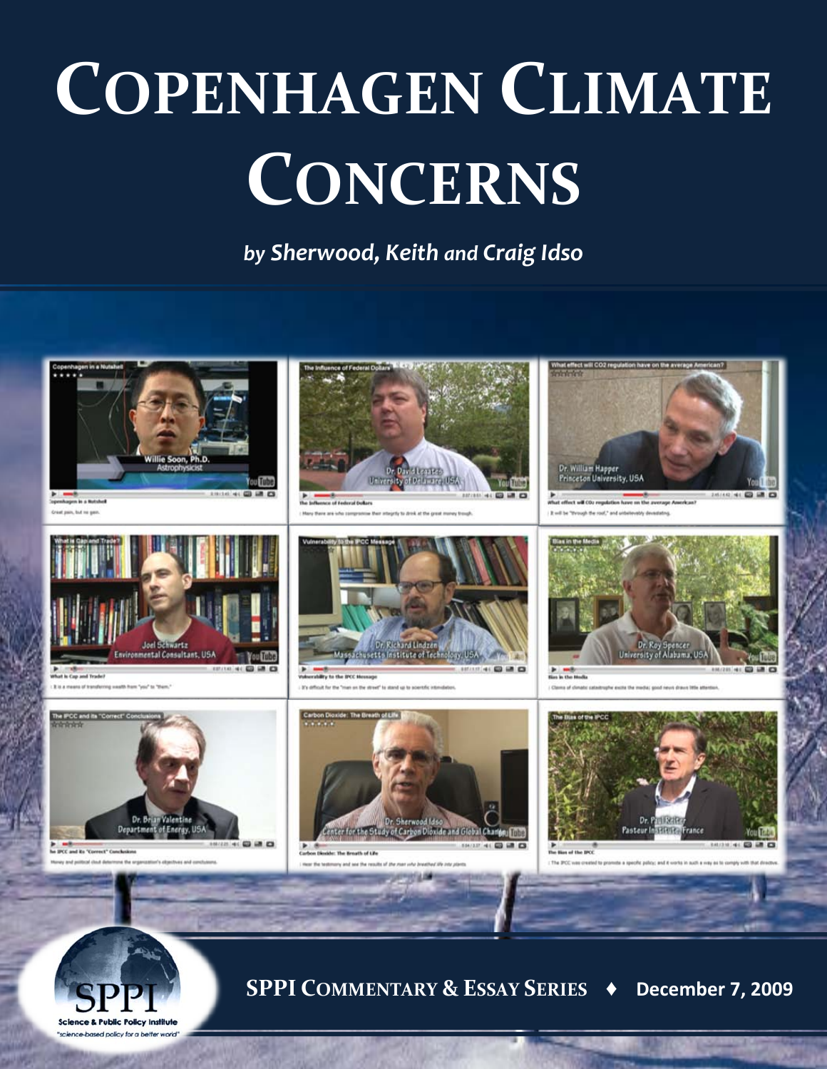# COPENHAGEN CLIMATE CONCERNS

*by Sherwood, Keith and Craig Idso*

**SPPI COMMENTARY & ESSAY SERIES ♦ December 7, 2009**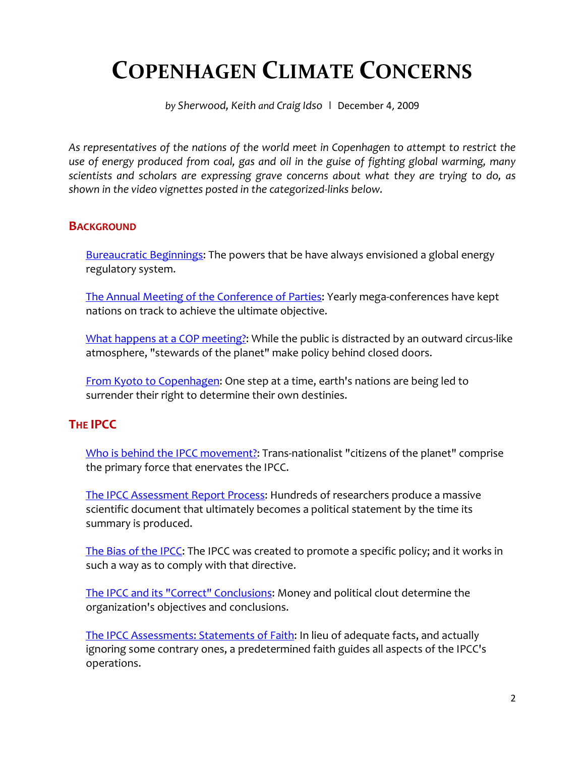# Copenhagen Climate Concerns

*by Sherwood, Keith and Craig Idso* | December 4, 2009

*As representatives of the nations of the world meet in Copenhagen to attempt to restrict the use of energy produced from coal, gas and oil in the guise of fighting global warming, many scientists and scholars are expressing grave concerns about what they are trying to do, as shown in the video vignettes posted in the categorized-links below.*

## Background

Bureaucratic Beginnings: The powers that be have always envisioned a global energy regulatory system.

The Annual Meeting of the Conference of Parties: Yearly mega-conferences have kept nations on track to achieve the ultimate objective.

What happens at a COP meeting?: While the public is distracted by an outward circus-like atmosphere, "stewards of the planet" make policy behind closed doors.

From Kyoto to Copenhagen: One step at a time, earth's nations are being led to surrender their right to determine their own destinies.

## The IPCC

Who is behind the IPCC movement?: Trans-nationalist "citizens of the planet" comprise the primary force that enervates the IPCC.

The IPCC Assessment Report Process: Hundreds of researchers produce a massive scientific document that ultimately becomes a political statement by the time its summary is produced.

The Bias of the IPCC: The IPCC was created to promote a specific policy; and it works in such a way as to comply with that directive.

The IPCC and its "Correct" Conclusions: Money and political clout determine the organization's objectives and conclusions.

The IPCC Assessments: Statements of Faith: In lieu of adequate facts, and actually ignoring some contrary ones, a predetermined faith guides all aspects of the IPCC's operations.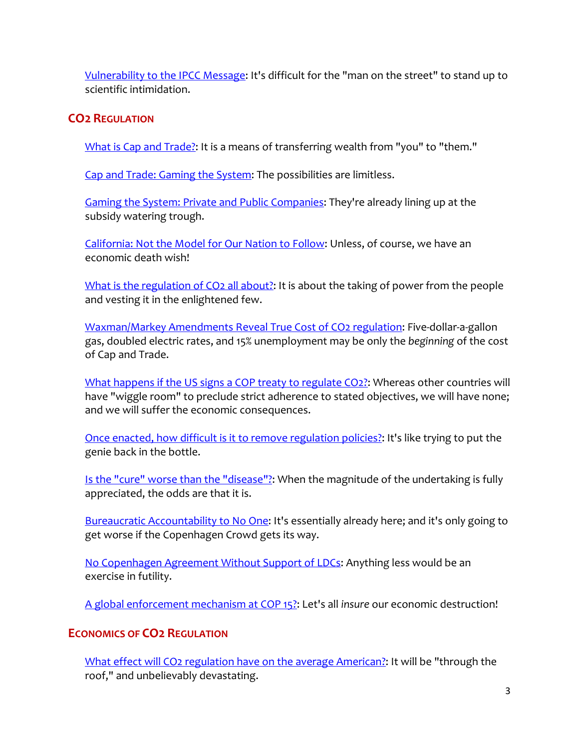Vulnerability to the IPCC Message: It's difficult for the "man on the street" to stand up to scientific intimidation.

## $CO_2$ Regulation

What is Cap and Trade?: It is a means of transferring wealth from "you" to "them."

Cap and Trade: Gaming the System: The possibilities are limitless.

Gaming the System: Private and Public Companies: They're already lining up at the subsidy watering trough.

California: Not the Model for Our Nation to Follow: Unless, of course, we have an economic death wish!

What is the regulation of $CO_2$ all about?: It is about the taking of power from the people and vesting it in the enlightened few.

Waxman/Markey Amendments Reveal True Cost of $CO_2$ regulation: Five-dollar-a-gallon gas, doubled electric rates, and 15% unemployment may be only the *beginning* of the cost of Cap and Trade.

What happens if the US signs a COP treaty to regulate $CO_2$?: Whereas other countries will have "wiggle room" to preclude strict adherence to stated objectives, we will have none; and we will suffer the economic consequences.

Once enacted, how difficult is it to remove regulation policies?: It's like trying to put the genie back in the bottle.

Is the "cure" worse than the "disease"?: When the magnitude of the undertaking is fully appreciated, the odds are that it is.

Bureaucratic Accountability to No One: It's essentially already here; and it's only going to get worse if the Copenhagen Crowd gets its way.

No Copenhagen Agreement Without Support of LDCs: Anything less would be an exercise in futility.

A global enforcement mechanism at COP 15?: Let's all *insure* our economic destruction!

## Economics of $CO_2$ Regulation

What effect will $CO_2$ regulation have on the average American?: It will be "through the roof," and unbelievably devastating.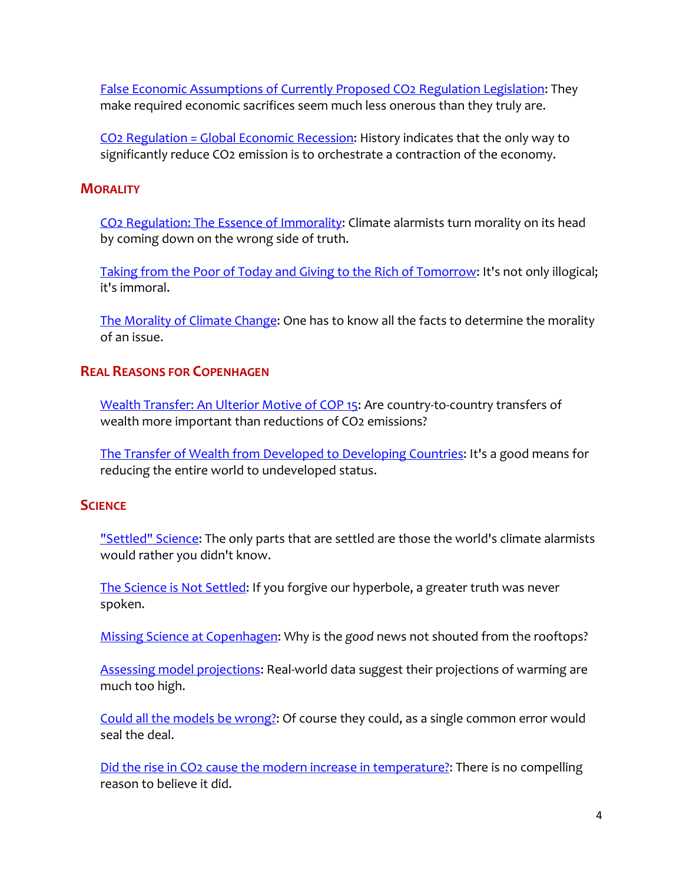False Economic Assumptions of Currently Proposed $CO_2$ Regulation Legislation: They make required economic sacrifices seem much less onerous than they truly are.

$CO_2$ Regulation = Global Economic Recession: History indicates that the only way to significantly reduce $CO_2$ emission is to orchestrate a contraction of the economy.

## Morality

$CO_2$ Regulation: The Essence of Immorality: Climate alarmists turn morality on its head by coming down on the wrong side of truth.

Taking from the Poor of Today and Giving to the Rich of Tomorrow: It's not only illogical; it's immoral.

The Morality of Climate Change: One has to know all the facts to determine the morality of an issue.

## Real Reasons for Copenhagen

Wealth Transfer: An Ulterior Motive of COP 15: Are country-to-country transfers of wealth more important than reductions of $CO_2$ emissions?

The Transfer of Wealth from Developed to Developing Countries: It's a good means for reducing the entire world to undeveloped status.

## Science

"Settled" Science: The only parts that are settled are those the world's climate alarmists would rather you didn't know.

The Science is Not Settled: If you forgive our hyperbole, a greater truth was never spoken.

Missing Science at Copenhagen: Why is the *good* news not shouted from the rooftops?

Assessing model projections: Real-world data suggest their projections of warming are much too high.

Could all the models be wrong?: Of course they could, as a single common error would seal the deal.

Did the rise in $CO_2$ cause the modern increase in temperature?: There is no compelling reason to believe it did.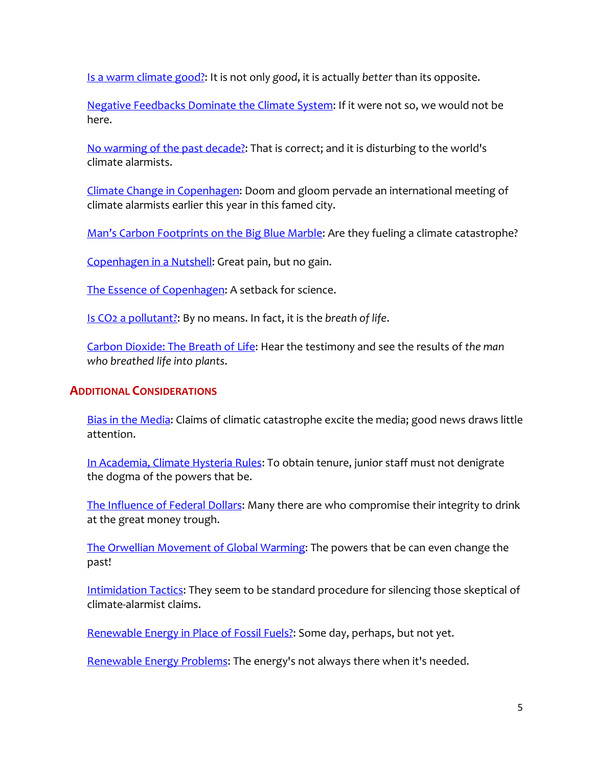Is a warm climate good?: It is not only *good*, it is actually *better* than its opposite.

Negative Feedbacks Dominate the Climate System: If it were not so, we would not be here.

No warming of the past decade?: That is correct; and it is disturbing to the world's climate alarmists.

Climate Change in Copenhagen: Doom and gloom pervade an international meeting of climate alarmists earlier this year in this famed city.

Man's Carbon Footprints on the Big Blue Marble: Are they fueling a climate catastrophe?

Copenhagen in a Nutshell: Great pain, but no gain.

The Essence of Copenhagen: A setback for science.

Is $CO_2$ a pollutant?: By no means. In fact, it is the *breath of life*.

Carbon Dioxide: The Breath of Life: Hear the testimony and see the results of *the man who breathed life into plants*.

## Additional Considerations

Bias in the Media: Claims of climatic catastrophe excite the media; good news draws little attention.

In Academia, Climate Hysteria Rules: To obtain tenure, junior staff must not denigrate the dogma of the powers that be.

The Influence of Federal Dollars: Many there are who compromise their integrity to drink at the great money trough.

The Orwellian Movement of Global Warming: The powers that be can even change the past!

Intimidation Tactics: They seem to be standard procedure for silencing those skeptical of climate-alarmist claims.

Renewable Energy in Place of Fossil Fuels?: Some day, perhaps, but not yet.

Renewable Energy Problems: The energy's not always there when it's needed.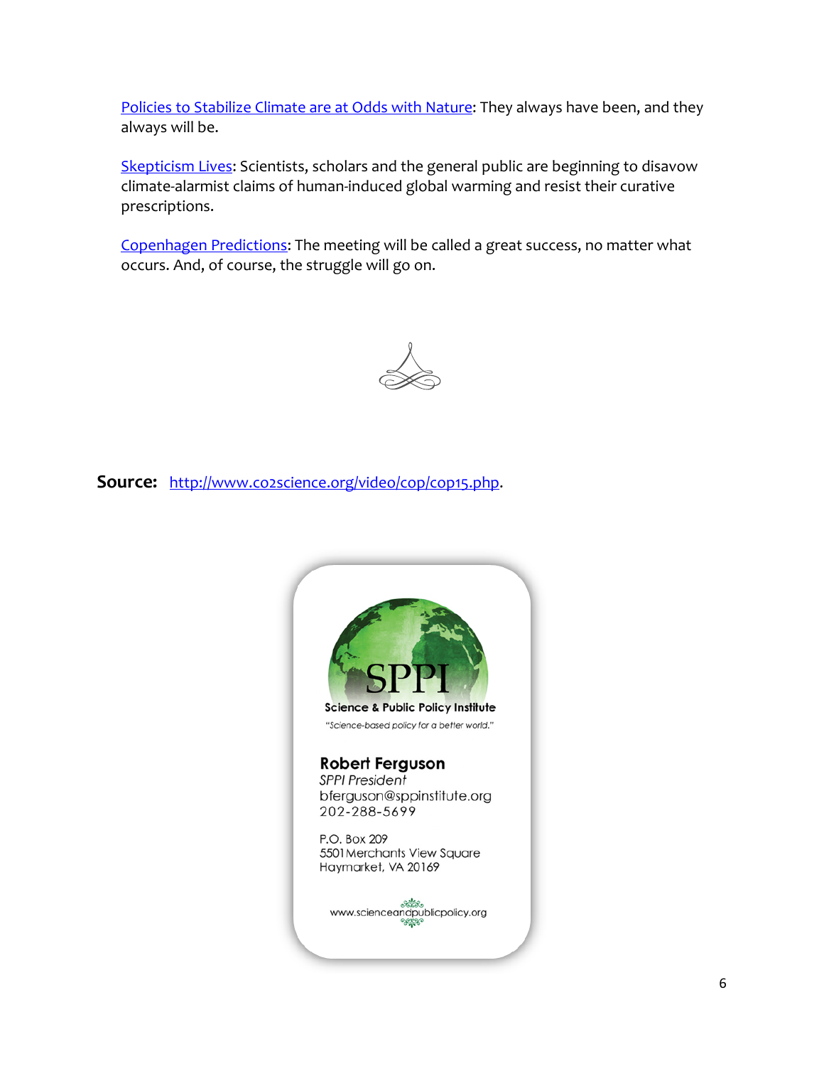Policies to Stabilize Climate are at Odds with Nature: They always have been, and they always will be.

Skepticism Lives: Scientists, scholars and the general public are beginning to disavow climate-alarmist claims of human-induced global warming and resist their curative prescriptions.

Copenhagen Predictions: The meeting will be called a great success, no matter what occurs. And, of course, the struggle will go on.

**Source:** http://www.co2science.org/video/cop/cop15.php.

SPPI

**Science & Public Policy Institute**

*"Science-based policy for a better world."*

**Robert Ferguson**
*SPPI President*
bferguson@sppinstitute.org
202-288-5699

P.O. Box 209
5501 Merchants View Square
Haymarket, VA 20169

www.scienceandpublicpolicy.org